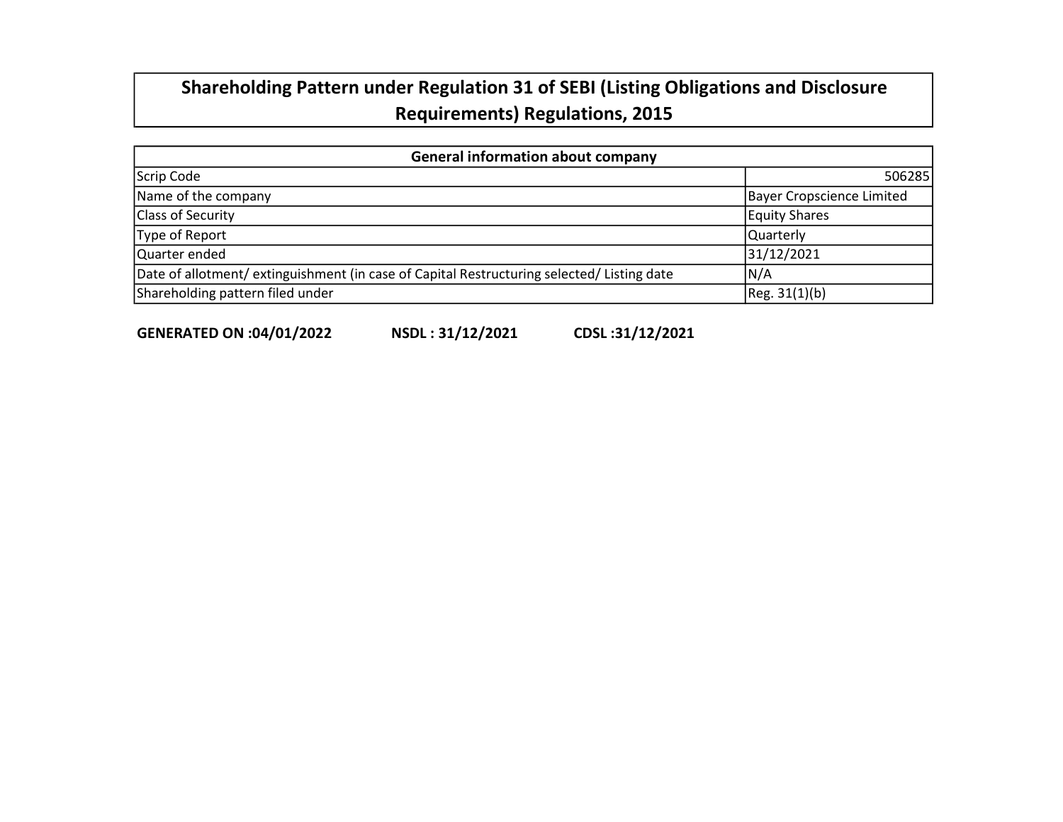# Shareholding Pattern under Regulation 31 of SEBI (Listing Obligations and Disclosure Requirements) Regulations, 2015

| General information about company | |
|---|---|
| Scrip Code | 506285 |
| Name of the company | Bayer Cropscience Limited |
| Class of Security | Equity Shares |
| Type of Report | Quarterly |
| Quarter ended | 31/12/2021 |
| Date of allotment/ extinguishment (in case of Capital Restructuring selected/ Listing date | N/A |
| Shareholding pattern filed under | Reg. 31(1)(b) |

**GENERATED ON :04/01/2022** **NSDL : 31/12/2021** **CDSL :31/12/2021**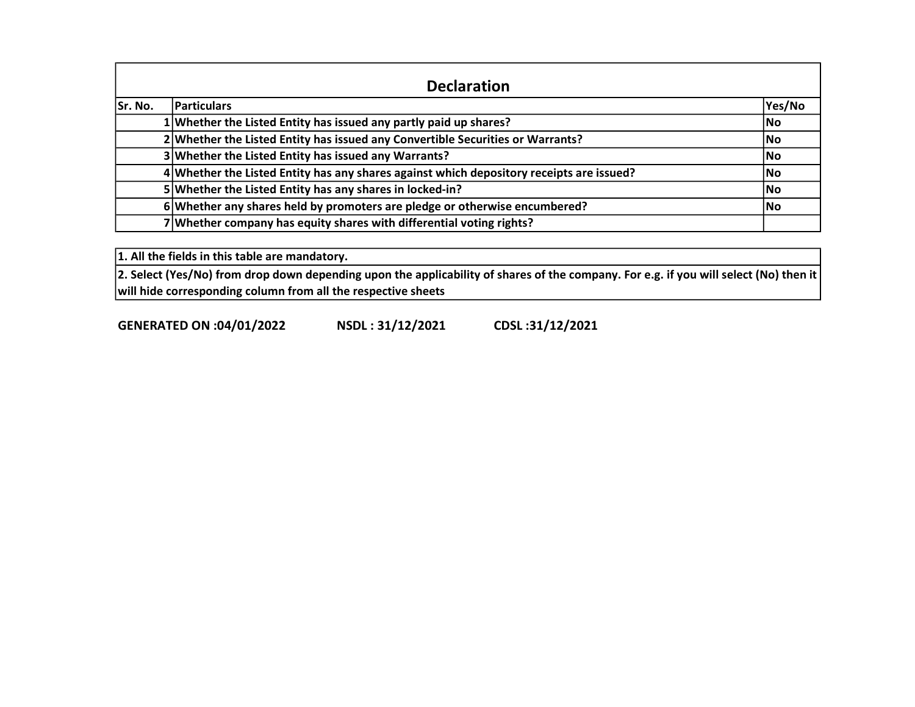## Declaration

| Sr. No. | Particulars | Yes/No |
|---|---|---|
| 1 | Whether the Listed Entity has issued any partly paid up shares? | No |
| 2 | Whether the Listed Entity has issued any Convertible Securities or Warrants? | No |
| 3 | Whether the Listed Entity has issued any Warrants? | No |
| 4 | Whether the Listed Entity has any shares against which depository receipts are issued? | No |
| 5 | Whether the Listed Entity has any shares in locked-in? | No |
| 6 | Whether any shares held by promoters are pledge or otherwise encumbered? | No |
| 7 | Whether company has equity shares with differential voting rights? | |

**1. All the fields in this table are mandatory.**

**2. Select (Yes/No) from drop down depending upon the applicability of shares of the company. For e.g. if you will select (No) then it will hide corresponding column from all the respective sheets**

**GENERATED ON :04/01/2022 NSDL : 31/12/2021 CDSL :31/12/2021**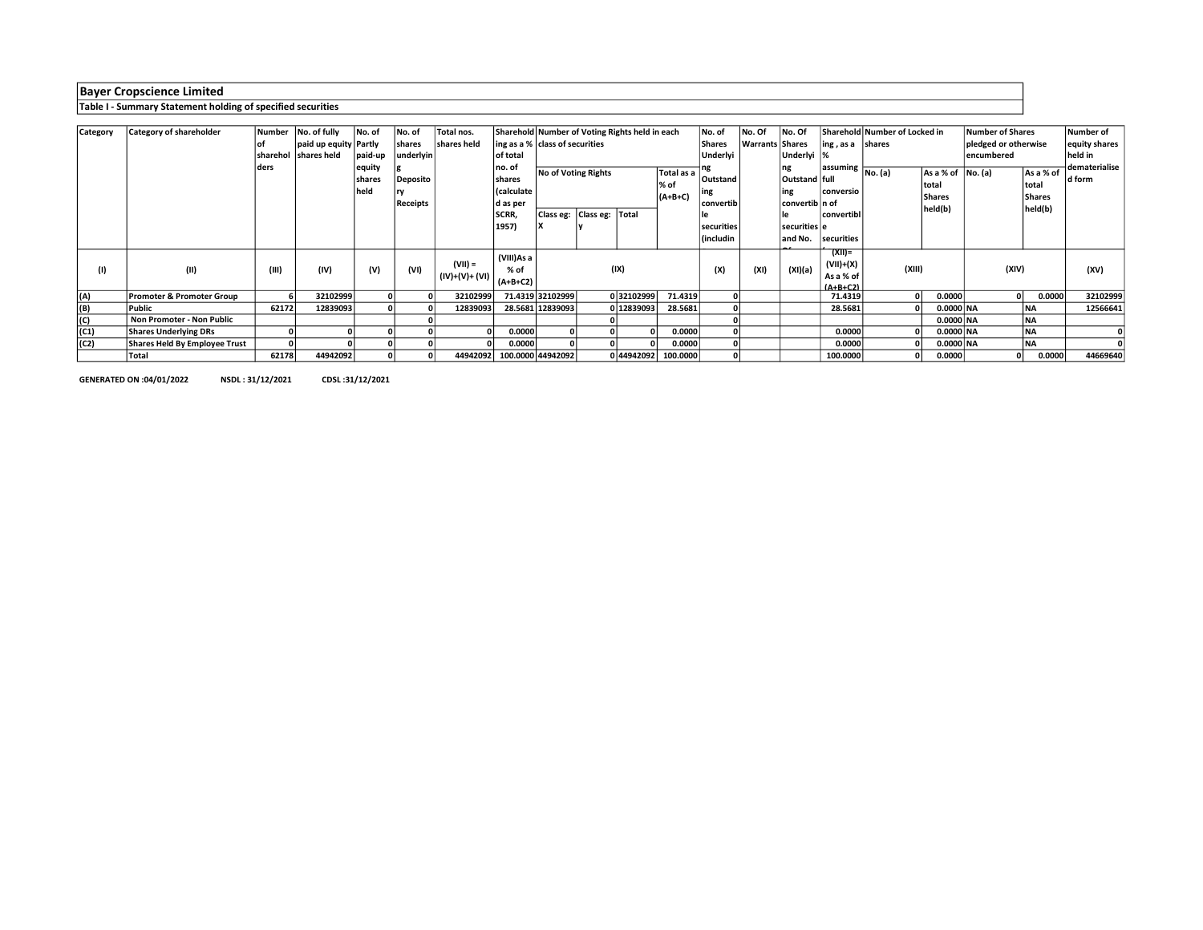# Bayer Cropscience Limited

## Table I - Summary Statement holding of specified securities

| Category | Category of shareholder | Number of shareholders | No. of fully paid up equity shares held | No. of Partly paid-up equity shares held | No. of shares underlying Depository Receipts | Total nos. shares held | Shareholding as a % of total no. of shares (calculated as per SCRR, 1957) | Number of Voting Rights held in each class of securities | | | | No. of Shares Underlying Outstanding convertible securities (including Warrants) | No. Of Warrants | No. Of Shares Underlying Outstanding convertible securities and No. Of Warrants | Shareholding, as a % assuming full conversion of convertible securities (as a percentage of diluted share capital) | Number of Locked in shares | | Number of Shares pledged or otherwise encumbered | | Number of equity shares held in dematerialised form |
|---|---|---|---|---|---|---|---|---|---|---|---|---|---|---|---|---|---|---|---|---|
| | | | | | | | | No of Voting Rights | | | Total as a % of (A+B+C) | | | | | No. (a) | As a % of total Shares held(b) | No. (a) | As a % of total Shares held(b) | |
| | | | | | | | | Class eg: X | Class eg: y | Total | | | | | | | | | | |
| (I) | (II) | (III) | (IV) | (V) | (VI) | (VII) = (IV)+(V)+ (VI) | (VIII)As a % of (A+B+C2) | (IX) | | | | (X) | (XI) | (XI)(a) | (XII)= (VII)+(X) As a % of (A+B+C2) | (XIII) | | (XIV) | | (XV) |
| (A) | Promoter & Promoter Group | 6 | 32102999 | 0 | 0 | 32102999 | 71.4319 | 32102999 | 0 | 32102999 | 71.4319 | 0 | | | 71.4319 | 0 | 0.0000 | 0 | 0.0000 | 32102999 |
| (B) | Public | 62172 | 12839093 | 0 | 0 | 12839093 | 28.5681 | 12839093 | 0 | 12839093 | 28.5681 | 0 | | | 28.5681 | 0 | 0.0000 | NA | NA | 12566641 |
| (C) | Non Promoter - Non Public | | | | 0 | | | | 0 | | | 0 | | | | | 0.0000 | NA | NA | |
| (C1) | Shares Underlying DRs | 0 | 0 | 0 | 0 | 0 | 0.0000 | 0 | 0 | 0 | 0.0000 | 0 | | | 0.0000 | 0 | 0.0000 | NA | NA | 0 |
| (C2) | Shares Held By Employee Trust | 0 | 0 | 0 | 0 | 0 | 0.0000 | 0 | 0 | 0 | 0.0000 | 0 | | | 0.0000 | 0 | 0.0000 | NA | NA | 0 |
| | Total | 62178 | 44942092 | 0 | 0 | 44942092 | 100.0000 | 44942092 | 0 | 44942092 | 100.0000 | 0 | | | 100.0000 | 0 | 0.0000 | 0 | 0.0000 | 44669640 |

**GENERATED ON :04/01/2022 NSDL : 31/12/2021 CDSL :31/12/2021**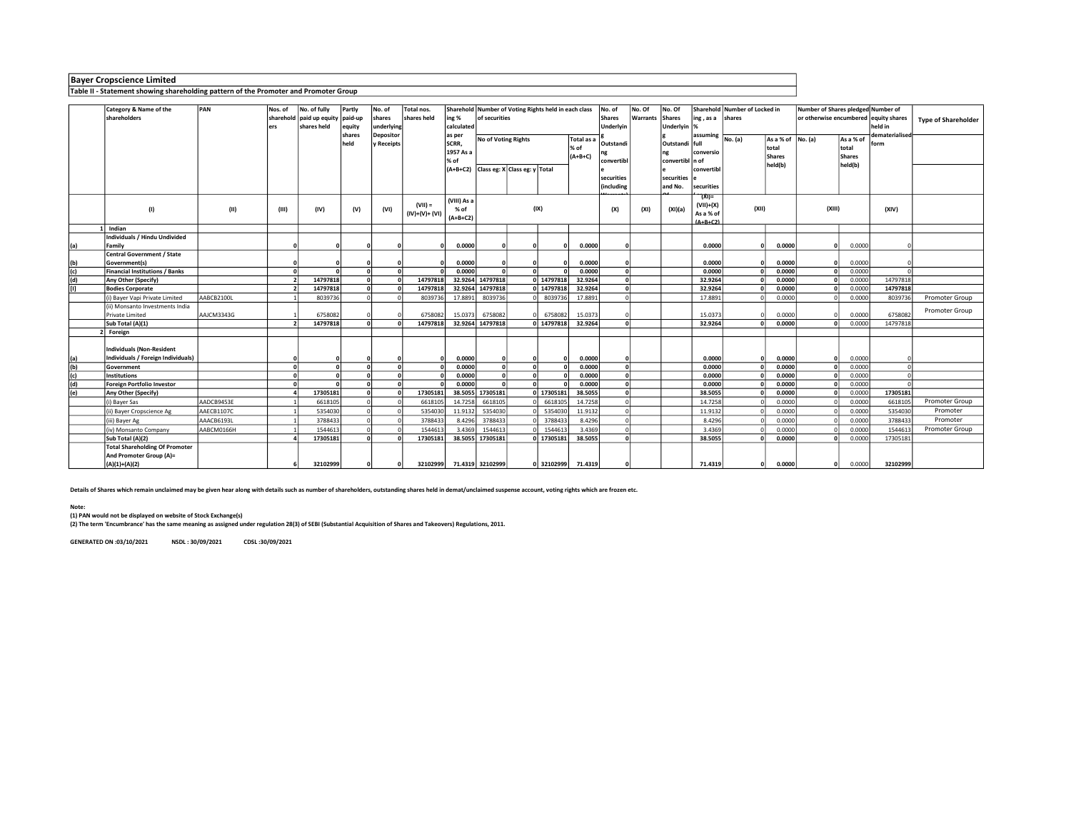**Bayer Cropscience Limited**

**Table II - Statement showing shareholding pattern of the Promoter and Promoter Group**

| | Category & Name of the shareholders | PAN | Nos. of shareholders | No. of fully paid up equity shares held | Partly paid-up equity shares held | No. of shares underlying Depository Receipts | Total nos. shares held | Shareholding % calculated as per SCRR, 1957 As a % of (A+B+C2) | Number of Voting Rights held in each class of securities | | | | No. of Shares Underlying Outstanding convertible securities (including Warrants) | No. Of Warrants | No. Of Shares Underlying Outstanding convertible securities and No. Of Warrants | Shareholding , as a % assuming full conversion of convertible securities | Number of Locked in shares | | Number of Shares pledged or otherwise encumbered | | Number of equity shares held in dematerialised form | Type of Shareholder |
|---|---|---|---|---|---|---|---|---|---|---|---|---|---|---|---|---|---|---|---|---|---|---|
| | | | | | | | | | No of Voting Rights | | | Total as a % of (A+B+C) | | | | | No. (a) | As a % of total Shares held(b) | No. (a) | As a % of total Shares held(b) | | |
| | | | | | | | | | Class eg: X | Class eg: y | Total | | | | | | | | | | | |
| | (I) | (II) | (III) | (IV) | (V) | (VI) | (VII) = (IV)+(V)+ (VI) | (VIII) As a % of (A+B+C2) | (IX) | | | | (X) | (XI) | (XI)(a) | (XI)= (VII)+(X) As a % of (A+B+C2) | (XII) | | (XIII) | | (XIV) | |
| 1 | **Indian** | | | | | | | | | | | | | | | | | | | | | |
| (a) | **Individuals / Hindu Undivided Family** | | **0** | **0** | **0** | **0** | **0** | **0.0000** | **0** | **0** | **0** | **0.0000** | **0** | | | **0.0000** | **0** | **0.0000** | **0** | 0.0000 | 0 | |
| (b) | **Central Government / State Government(s)** | | **0** | **0** | **0** | **0** | **0** | **0.0000** | **0** | **0** | **0** | **0.0000** | **0** | | | **0.0000** | **0** | **0.0000** | **0** | 0.0000 | 0 | |
| (c) | **Financial Institutions / Banks** | | **0** | **0** | **0** | **0** | **0** | **0.0000** | **0** | **0** | **0** | **0.0000** | **0** | | | **0.0000** | **0** | **0.0000** | **0** | 0.0000 | 0 | |
| (d) | **Any Other (Specify)** | | **2** | **14797818** | **0** | **0** | **14797818** | **32.9264** | **14797818** | **0** | **14797818** | **32.9264** | **0** | | | **32.9264** | **0** | **0.0000** | **0** | 0.0000 | 14797818 | |
| (i) | **Bodies Corporate** | | **2** | **14797818** | **0** | **0** | **14797818** | **32.9264** | **14797818** | **0** | **14797818** | **32.9264** | **0** | | | **32.9264** | **0** | **0.0000** | **0** | 0.0000 | **14797818** | |
| | (i) Bayer Vapi Private Limited | AABCB2100L | 1 | 8039736 | 0 | 0 | 8039736 | 17.8891 | 8039736 | 0 | 8039736 | 17.8891 | 0 | | | 17.8891 | 0 | 0.0000 | 0 | 0.0000 | 8039736 | Promoter Group |
| | (ii) Monsanto Investments India Private Limited | AAJCM3343G | 1 | 6758082 | 0 | 0 | 6758082 | 15.0373 | 6758082 | 0 | 6758082 | 15.0373 | 0 | | | 15.0373 | 0 | 0.0000 | 0 | 0.0000 | 6758082 | Promoter Group |
| | **Sub Total (A)(1)** | | **2** | **14797818** | **0** | **0** | **14797818** | **32.9264** | **14797818** | **0** | **14797818** | **32.9264** | **0** | | | **32.9264** | **0** | **0.0000** | **0** | 0.0000 | 14797818 | |
| 2 | **Foreign** | | | | | | | | | | | | | | | | | | | | | |
| (a) | **Individuals (Non-Resident Individuals / Foreign Individuals)** | | **0** | **0** | **0** | **0** | **0** | **0.0000** | **0** | **0** | **0** | **0.0000** | **0** | | | **0.0000** | **0** | **0.0000** | **0** | 0.0000 | 0 | |
| (b) | **Government** | | **0** | **0** | **0** | **0** | **0** | **0.0000** | **0** | **0** | **0** | **0.0000** | **0** | | | **0.0000** | **0** | **0.0000** | **0** | 0.0000 | 0 | |
| (c) | **Institutions** | | **0** | **0** | **0** | **0** | **0** | **0.0000** | **0** | **0** | **0** | **0.0000** | **0** | | | **0.0000** | **0** | **0.0000** | **0** | 0.0000 | 0 | |
| (d) | **Foreign Portfolio Investor** | | **0** | **0** | **0** | **0** | **0** | **0.0000** | **0** | **0** | **0** | **0.0000** | **0** | | | **0.0000** | **0** | **0.0000** | **0** | 0.0000 | 0 | |
| (e) | **Any Other (Specify)** | | **4** | **17305181** | **0** | **0** | **17305181** | **38.5055** | **17305181** | **0** | **17305181** | **38.5055** | **0** | | | **38.5055** | **0** | **0.0000** | **0** | 0.0000 | **17305181** | |
| | (i) Bayer Sas | AADCB9453E | 1 | 6618105 | 0 | 0 | 6618105 | 14.7258 | 6618105 | 0 | 6618105 | 14.7258 | 0 | | | 14.7258 | 0 | 0.0000 | 0 | 0.0000 | 6618105 | Promoter Group |
| | (ii) Bayer Cropscience Ag | AAECB1107C | 1 | 5354030 | 0 | 0 | 5354030 | 11.9132 | 5354030 | 0 | 5354030 | 11.9132 | 0 | | | 11.9132 | 0 | 0.0000 | 0 | 0.0000 | 5354030 | Promoter |
| | (iii) Bayer Ag | AAACB6193L | 1 | 3788433 | 0 | 0 | 3788433 | 8.4296 | 3788433 | 0 | 3788433 | 8.4296 | 0 | | | 8.4296 | 0 | 0.0000 | 0 | 0.0000 | 3788433 | Promoter |
| | (iv) Monsanto Company | AABCM0166H | 1 | 1544613 | 0 | 0 | 1544613 | 3.4369 | 1544613 | 0 | 1544613 | 3.4369 | 0 | | | 3.4369 | 0 | 0.0000 | 0 | 0.0000 | 1544613 | Promoter Group |
| | **Sub Total (A)(2)** | | **4** | **17305181** | **0** | **0** | **17305181** | **38.5055** | **17305181** | **0** | **17305181** | **38.5055** | **0** | | | **38.5055** | **0** | **0.0000** | **0** | 0.0000 | 17305181 | |
| | **Total Shareholding Of Promoter And Promoter Group (A)= (A)(1)+(A)(2)** | | **6** | **32102999** | **0** | **0** | **32102999** | **71.4319** | **32102999** | **0** | **32102999** | **71.4319** | **0** | | | **71.4319** | **0** | **0.0000** | **0** | 0.0000 | **32102999** | |

**Details of Shares which remain unclaimed may be given hear along with details such as number of shareholders, outstanding shares held in demat/unclaimed suspense account, voting rights which are frozen etc.**

**Note:**
**(1) PAN would not be displayed on website of Stock Exchange(s)**
**(2) The term 'Encumbrance' has the same meaning as assigned under regulation 28(3) of SEBI (Substantial Acquisition of Shares and Takeovers) Regulations, 2011.**

**GENERATED ON :03/10/2021 NSDL : 30/09/2021 CDSL :30/09/2021**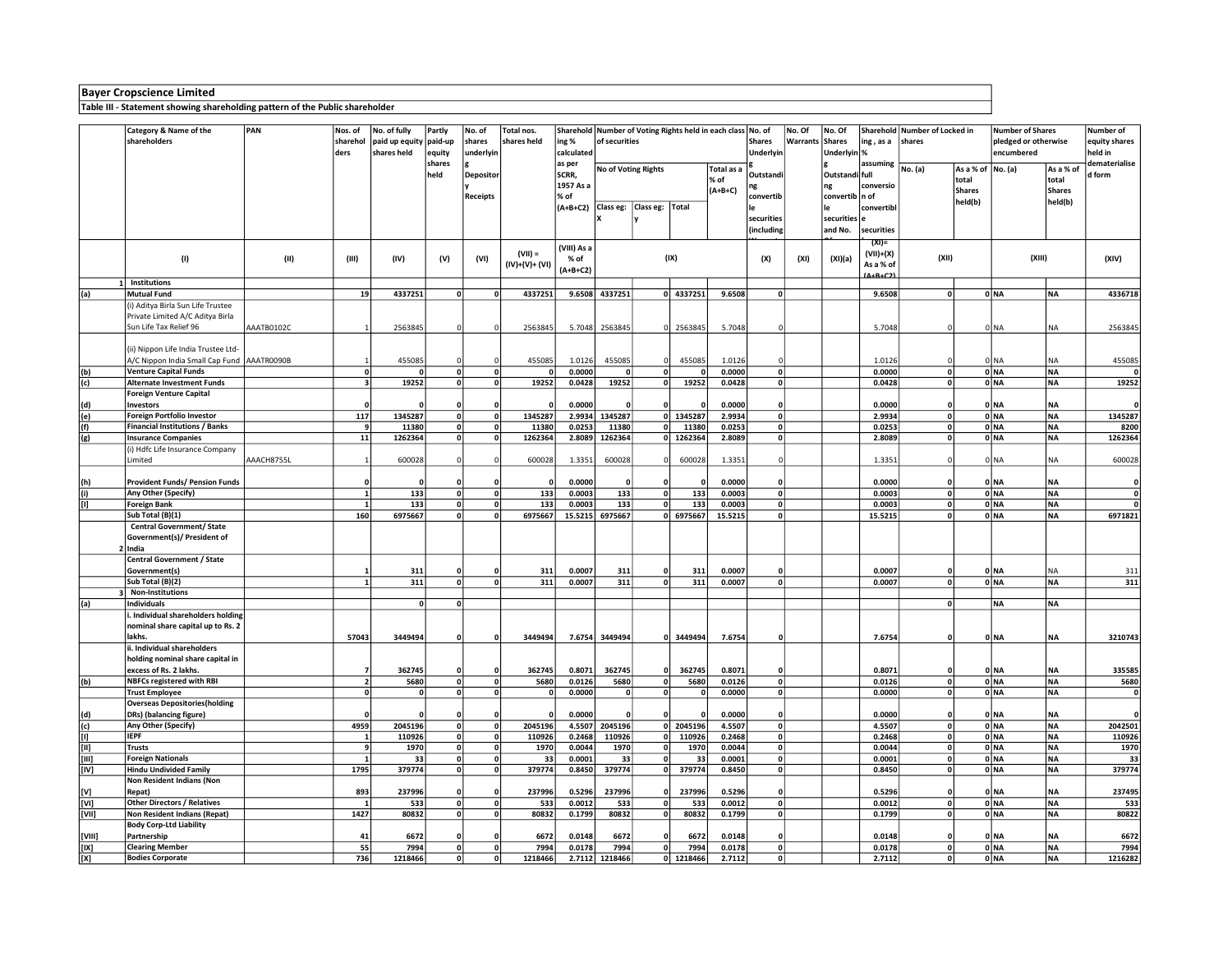**Bayer Cropscience Limited**

**Table III - Statement showing shareholding pattern of the Public shareholder**

| | Category & Name of the shareholders | PAN | Nos. of shareholders | No. of fully paid up equity shares held | Partly paid-up equity shares held | No. of shares underlying Depository Receipts | Total nos. shares held | Shareholding % calculated as per SCRR, 1957 As a % of (A+B+C2) | Number of Voting Rights held in each class of securities | | | | No. of Shares Underlying Outstanding convertible securities (including Warrants) | No. Of Warrants | No. Of Shares Underlying Outstanding convertible securities and No. Of Warrants | Shareholding , as a % assuming full conversion of convertible securities | Number of Locked in shares | | Number of Shares pledged or otherwise encumbered | | Number of equity shares held in dematerialised form |
|---|---|---|---|---|---|---|---|---|---|---|---|---|---|---|---|---|---|---|---|---|---|
| | | | | | | | | | No of Voting Rights | | | Total as a % of (A+B+C) | | | | | No. (a) | As a % of total Shares held(b) | No. (a) | As a % of total Shares held(b) | |
| | | | | | | | | | Class eg: X | Class eg: y | Total | | | | | | | | | | |
| | (I) | (II) | (III) | (IV) | (V) | (VI) | (VII) = (IV)+(V)+ (VI) | (VIII) As a % of (A+B+C2) | (IX) | | | | (X) | (XI) | (XI)(a) | (XI)= (VII)+(X) As a % of (A+B+C2) | (XII) | | (XIII) | | (XIV) |
| 1 | **Institutions** | | | | | | | | | | | | | | | | | | | | |
| (a) | **Mutual Fund** | | 19 | 4337251 | 0 | 0 | 4337251 | 9.6508 | 4337251 | 0 | 4337251 | 9.6508 | 0 | | | 9.6508 | 0 | 0 | NA | NA | 4336718 |
| | (i) Aditya Birla Sun Life Trustee Private Limited A/C Aditya Birla Sun Life Tax Relief 96 | AAATB0102C | 1 | 2563845 | 0 | 0 | 2563845 | 5.7048 | 2563845 | 0 | 2563845 | 5.7048 | 0 | | | 5.7048 | 0 | 0 | NA | NA | 2563845 |
| | (ii) Nippon Life India Trustee Ltd-A/C Nippon India Small Cap Fund | AAATR0090B | 1 | 455085 | 0 | 0 | 455085 | 1.0126 | 455085 | 0 | 455085 | 1.0126 | 0 | | | 1.0126 | 0 | 0 | NA | NA | 455085 |
| (b) | **Venture Capital Funds** | | 0 | 0 | 0 | 0 | 0 | 0.0000 | 0 | 0 | 0 | 0.0000 | 0 | | | 0.0000 | 0 | 0 | NA | NA | 0 |
| (c) | **Alternate Investment Funds** | | 3 | 19252 | 0 | 0 | 19252 | 0.0428 | 19252 | 0 | 19252 | 0.0428 | 0 | | | 0.0428 | 0 | 0 | NA | NA | 19252 |
| (d) | **Foreign Venture Capital Investors** | | 0 | 0 | 0 | 0 | 0 | 0.0000 | 0 | 0 | 0 | 0.0000 | 0 | | | 0.0000 | 0 | 0 | NA | NA | 0 |
| (e) | **Foreign Portfolio Investor** | | 117 | 1345287 | 0 | 0 | 1345287 | 2.9934 | 1345287 | 0 | 1345287 | 2.9934 | 0 | | | 2.9934 | 0 | 0 | NA | NA | 1345287 |
| (f) | **Financial Institutions / Banks** | | 9 | 11380 | 0 | 0 | 11380 | 0.0253 | 11380 | 0 | 11380 | 0.0253 | 0 | | | 0.0253 | 0 | 0 | NA | NA | 8200 |
| (g) | **Insurance Companies** | | 11 | 1262364 | 0 | 0 | 1262364 | 2.8089 | 1262364 | 0 | 1262364 | 2.8089 | 0 | | | 2.8089 | 0 | 0 | NA | NA | 1262364 |
| | (i) Hdfc Life Insurance Company Limited | AAACH8755L | 1 | 600028 | 0 | 0 | 600028 | 1.3351 | 600028 | 0 | 600028 | 1.3351 | 0 | | | 1.3351 | 0 | 0 | NA | NA | 600028 |
| (h) | **Provident Funds/ Pension Funds** | | 0 | 0 | 0 | 0 | 0 | 0.0000 | 0 | 0 | 0 | 0.0000 | 0 | | | 0.0000 | 0 | 0 | NA | NA | 0 |
| (i) | **Any Other (Specify)** | | 1 | 133 | 0 | 0 | 133 | 0.0003 | 133 | 0 | 133 | 0.0003 | 0 | | | 0.0003 | 0 | 0 | NA | NA | 0 |
| [i] | **Foreign Bank** | | 1 | 133 | 0 | 0 | 133 | 0.0003 | 133 | 0 | 133 | 0.0003 | 0 | | | 0.0003 | 0 | 0 | NA | NA | 0 |
| | **Sub Total (B)(1)** | | 160 | 6975667 | 0 | 0 | 6975667 | 15.5215 | 6975667 | 0 | 6975667 | 15.5215 | 0 | | | 15.5215 | 0 | 0 | NA | NA | 6971821 |
| 2 | **Central Government/ State Government(s)/ President of India** | | | | | | | | | | | | | | | | | | | | |
| | **Central Government / State Government(s)** | | 1 | 311 | 0 | 0 | 311 | 0.0007 | 311 | 0 | 311 | 0.0007 | 0 | | | 0.0007 | 0 | 0 | NA | NA | 311 |
| | **Sub Total (B)(2)** | | 1 | 311 | 0 | 0 | 311 | 0.0007 | 311 | 0 | 311 | 0.0007 | 0 | | | 0.0007 | 0 | 0 | NA | NA | 311 |
| 3 | **Non-Institutions** | | | | | | | | | | | | | | | | | | | | |
| (a) | **Individuals** | | | 0 | 0 | | | | | | | | | | | | 0 | | NA | NA | |
| | **i. Individual shareholders holding nominal share capital up to Rs. 2 lakhs.** | | 57043 | 3449494 | 0 | 0 | 3449494 | 7.6754 | 3449494 | 0 | 3449494 | 7.6754 | 0 | | | 7.6754 | 0 | 0 | NA | NA | 3210743 |
| | **ii. Individual shareholders holding nominal share capital in excess of Rs. 2 lakhs.** | | 7 | 362745 | 0 | 0 | 362745 | 0.8071 | 362745 | 0 | 362745 | 0.8071 | 0 | | | 0.8071 | 0 | 0 | NA | NA | 335585 |
| (b) | **NBFCs registered with RBI** | | 2 | 5680 | 0 | 0 | 5680 | 0.0126 | 5680 | 0 | 5680 | 0.0126 | 0 | | | 0.0126 | 0 | 0 | NA | NA | 5680 |
| | **Trust Employee** | | 0 | 0 | 0 | 0 | 0 | 0.0000 | 0 | 0 | 0 | 0.0000 | 0 | | | 0.0000 | 0 | 0 | NA | NA | 0 |
| (d) | **Overseas Depositories(holding DRs) (balancing figure)** | | 0 | 0 | 0 | 0 | 0 | 0.0000 | 0 | 0 | 0 | 0.0000 | 0 | | | 0.0000 | 0 | 0 | NA | NA | 0 |
| (c) | **Any Other (Specify)** | | 4959 | 2045196 | 0 | 0 | 2045196 | 4.5507 | 2045196 | 0 | 2045196 | 4.5507 | 0 | | | 4.5507 | 0 | 0 | NA | NA | 2042501 |
| [i] | **IEPF** | | 1 | 110926 | 0 | 0 | 110926 | 0.2468 | 110926 | 0 | 110926 | 0.2468 | 0 | | | 0.2468 | 0 | 0 | NA | NA | 110926 |
| [ii] | **Trusts** | | 9 | 1970 | 0 | 0 | 1970 | 0.0044 | 1970 | 0 | 1970 | 0.0044 | 0 | | | 0.0044 | 0 | 0 | NA | NA | 1970 |
| [iii] | **Foreign Nationals** | | 1 | 33 | 0 | 0 | 33 | 0.0001 | 33 | 0 | 33 | 0.0001 | 0 | | | 0.0001 | 0 | 0 | NA | NA | 33 |
| [iv] | **Hindu Undivided Family** | | 1795 | 379774 | 0 | 0 | 379774 | 0.8450 | 379774 | 0 | 379774 | 0.8450 | 0 | | | 0.8450 | 0 | 0 | NA | NA | 379774 |
| [v] | **Non Resident Indians (Non Repat)** | | 893 | 237996 | 0 | 0 | 237996 | 0.5296 | 237996 | 0 | 237996 | 0.5296 | 0 | | | 0.5296 | 0 | 0 | NA | NA | 237495 |
| [vi] | **Other Directors / Relatives** | | 1 | 533 | 0 | 0 | 533 | 0.0012 | 533 | 0 | 533 | 0.0012 | 0 | | | 0.0012 | 0 | 0 | NA | NA | 533 |
| [vii] | **Non Resident Indians (Repat)** | | 1427 | 80832 | 0 | 0 | 80832 | 0.1799 | 80832 | 0 | 80832 | 0.1799 | 0 | | | 0.1799 | 0 | 0 | NA | NA | 80822 |
| [viii] | **Body Corp-Ltd Liability Partnership** | | 41 | 6672 | 0 | 0 | 6672 | 0.0148 | 6672 | 0 | 6672 | 0.0148 | 0 | | | 0.0148 | 0 | 0 | NA | NA | 6672 |
| [ix] | **Clearing Member** | | 55 | 7994 | 0 | 0 | 7994 | 0.0178 | 7994 | 0 | 7994 | 0.0178 | 0 | | | 0.0178 | 0 | 0 | NA | NA | 7994 |
| [x] | **Bodies Corporate** | | 736 | 1218466 | 0 | 0 | 1218466 | 2.7112 | 1218466 | 0 | 1218466 | 2.7112 | 0 | | | 2.7112 | 0 | 0 | NA | NA | 1216282 |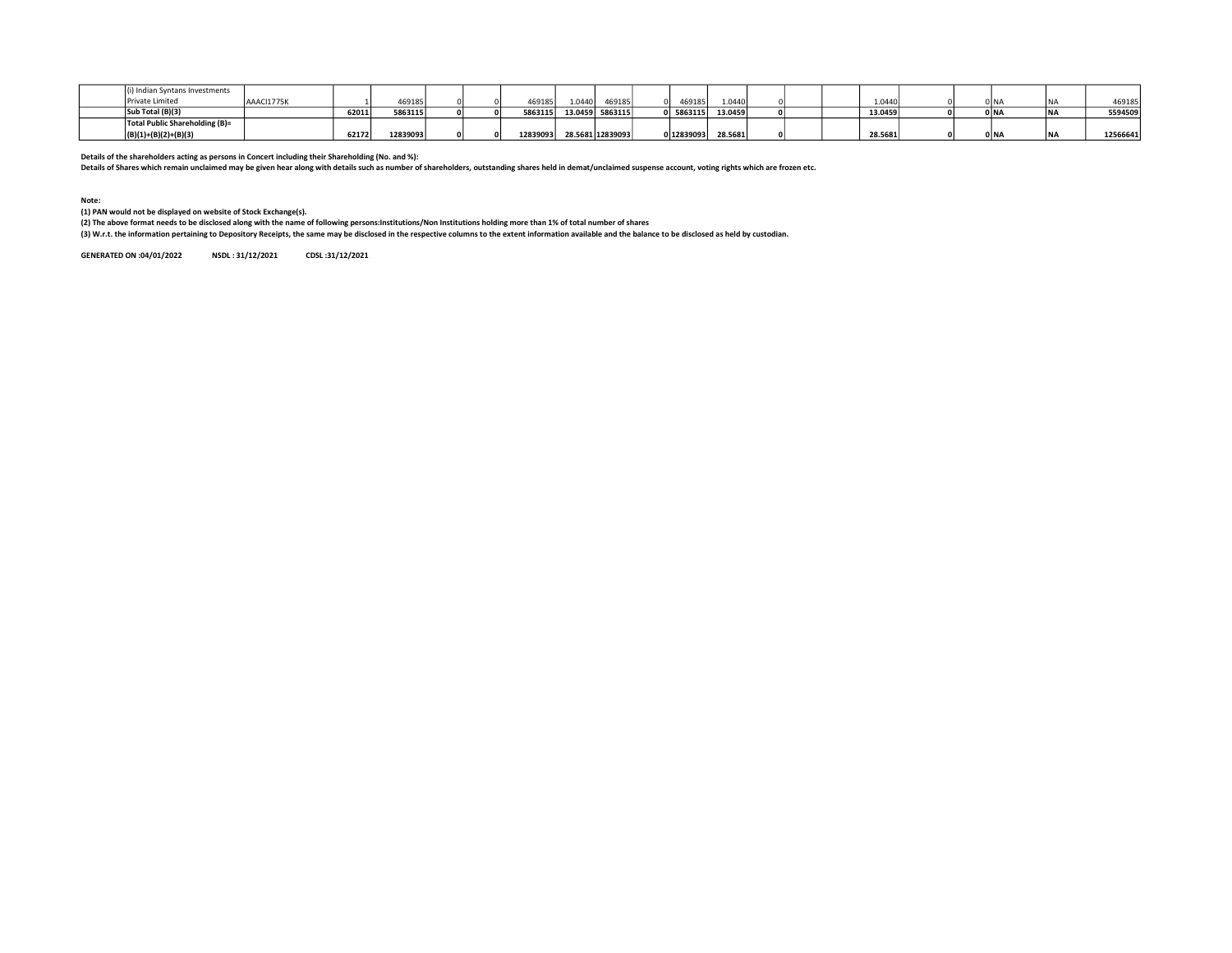|  |  |  |  |  |  |  |  |  |  |  |  |  |  |  |  |  |  |  |  |  |
|---|---|---|---|---|---|---|---|---|---|---|---|---|---|---|---|---|---|---|---|---|
|  | (i) Indian Syntans Investments Private Limited | AAACI1775K | 1 | 469185 | 0 | 0 | 469185 | 1.0440 | 469185 | 0 | 469185 | 1.0440 | 0 |  |  | 1.0440 | 0 | 0 | NA | NA | 469185 |
|  | **Sub Total (B)(3)** |  | **62011** | **5863115** | **0** | **0** | **5863115** | **13.0459** | **5863115** | **0** | **5863115** | **13.0459** | **0** |  |  | **13.0459** | **0** | **0** | **NA** | **NA** | **5594509** |
|  | **Total Public Shareholding (B)= (B)(1)+(B)(2)+(B)(3)** |  | **62172** | **12839093** | **0** | **0** | **12839093** | **28.5681** | **12839093** | **0** | **12839093** | **28.5681** | **0** |  |  | **28.5681** | **0** | **0** | **NA** | **NA** | **12566641** |

**Details of the shareholders acting as persons in Concert including their Shareholding (No. and %):**

**Details of Shares which remain unclaimed may be given hear along with details such as number of shareholders, outstanding shares held in demat/unclaimed suspense account, voting rights which are frozen etc.**

**Note:**

**(1) PAN would not be displayed on website of Stock Exchange(s).**

**(2) The above format needs to be disclosed along with the name of following persons:Institutions/Non Institutions holding more than 1% of total number of shares**

**(3) W.r.t. the information pertaining to Depository Receipts, the same may be disclosed in the respective columns to the extent information available and the balance to be disclosed as held by custodian.**

**GENERATED ON :04/01/2022 NSDL : 31/12/2021 CDSL :31/12/2021**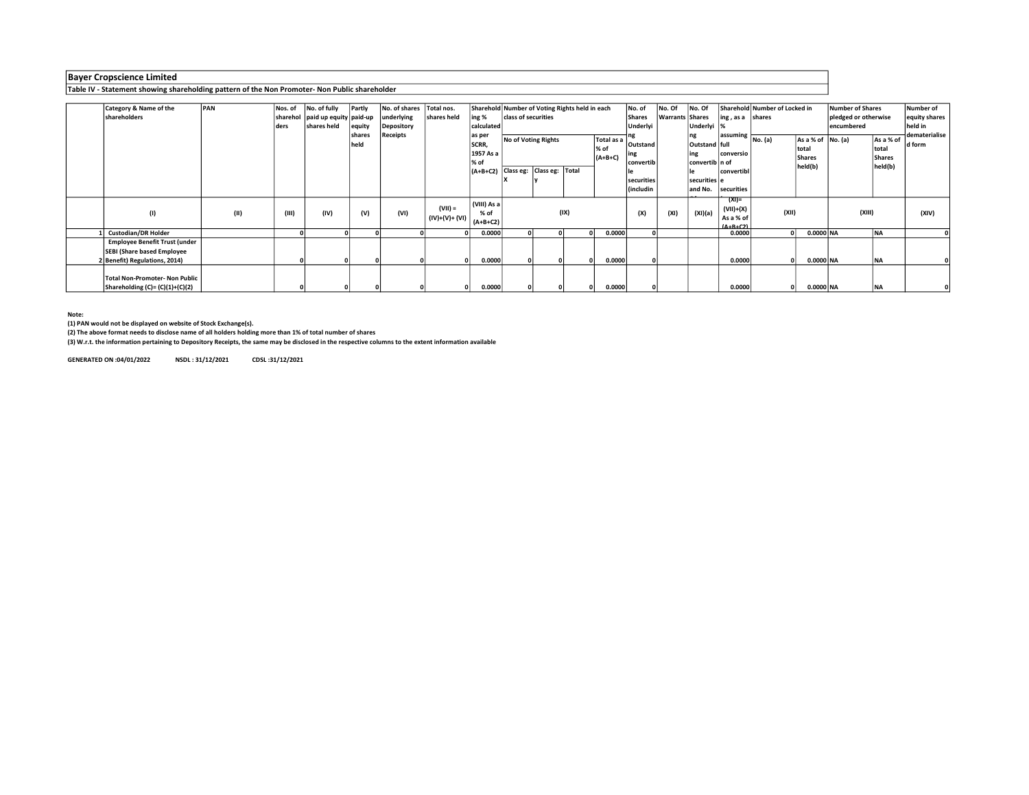**Bayer Cropscience Limited**

**Table IV - Statement showing shareholding pattern of the Non Promoter- Non Public shareholder**

| | Category & Name of the shareholders | PAN | Nos. of shareholders | No. of fully paid up equity shares held | Partly paid-up equity shares held | No. of shares underlying Depository Receipts | Total nos. shares held | Shareholding % calculated as per SCRR, 1957 As a % of (A+B+C2) | Number of Voting Rights held in each class of securities | | | | No. of Shares Underlying Outstanding convertible securities (including Warrants) | No. Of Warrants | No. Of Shares Underlying Outstanding convertible securities and No. Of Warrants | Shareholding , as a % assuming full conversion of convertible securities | Number of Locked in shares | | Number of Shares pledged or otherwise encumbered | | Number of equity shares held in dematerialised form |
|---|---|---|---|---|---|---|---|---|---|---|---|---|---|---|---|---|---|---|---|---|---|
| | | | | | | | | | No of Voting Rights | | | Total as a % of (A+B+C) | | | | | No. (a) | As a % of total Shares held(b) | No. (a) | As a % of total Shares held(b) | |
| | | | | | | | | | Class eg: X | Class eg: y | Total | | | | | | | | | | |
| | (I) | (II) | (III) | (IV) | (V) | (VI) | (VII) = (IV)+(V)+ (VI) | (VIII) As a % of (A+B+C2) | (IX) | | | | (X) | (XI) | (XI)(a) | (XI)= (VII)+(X) As a % of (A+B+C2) | (XII) | | (XIII) | | (XIV) |
| 1 | Custodian/DR Holder | | 0 | 0 | 0 | 0 | 0 | 0.0000 | 0 | 0 | 0 | 0.0000 | 0 | | | 0.0000 | 0 | 0.0000 | NA | NA | 0 |
| 2 | Employee Benefit Trust (under SEBI (Share based Employee Benefit) Regulations, 2014) | | 0 | 0 | 0 | 0 | 0 | 0.0000 | 0 | 0 | 0 | 0.0000 | 0 | | | 0.0000 | 0 | 0.0000 | NA | NA | 0 |
| | Total Non-Promoter- Non Public Shareholding (C)= (C)(1)+(C)(2) | | 0 | 0 | 0 | 0 | 0 | 0.0000 | 0 | 0 | 0 | 0.0000 | 0 | | | 0.0000 | 0 | 0.0000 | NA | NA | 0 |

**Note:**

**(1) PAN would not be displayed on website of Stock Exchange(s).**

**(2) The above format needs to disclose name of all holders holding more than 1% of total number of shares**

**(3) W.r.t. the information pertaining to Depository Receipts, the same may be disclosed in the respective columns to the extent information available**

**GENERATED ON :04/01/2022 NSDL : 31/12/2021 CDSL :31/12/2021**